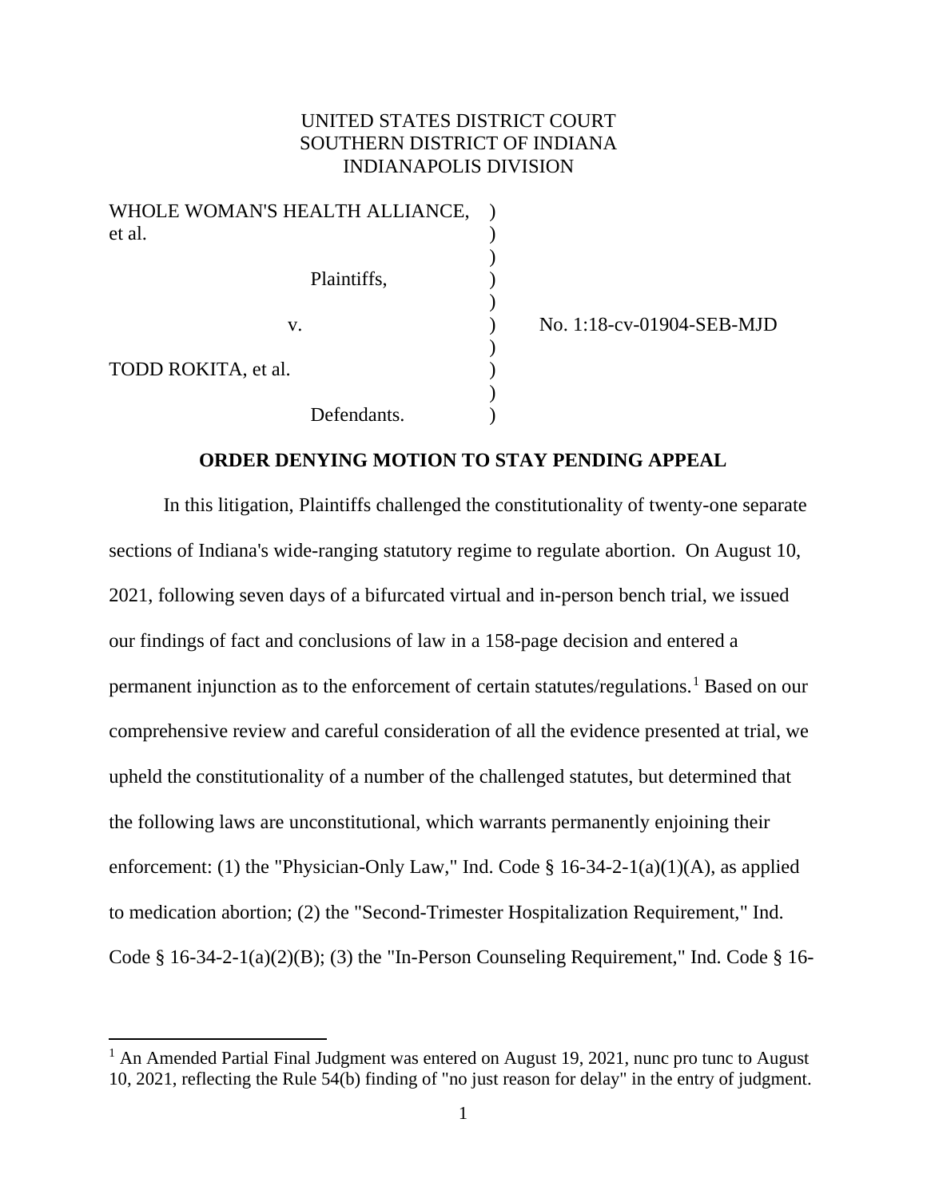UNITED STATES DISTRICT COURT
SOUTHERN DISTRICT OF INDIANA
INDIANAPOLIS DIVISION

WHOLE WOMAN'S HEALTH ALLIANCE, et al.

Plaintiffs,

v.

TODD ROKITA, et al.

Defendants.

No. 1:18-cv-01904-SEB-MJD

**ORDER DENYING MOTION TO STAY PENDING APPEAL**

In this litigation, Plaintiffs challenged the constitutionality of twenty-one separate sections of Indiana's wide-ranging statutory regime to regulate abortion. On August 10, 2021, following seven days of a bifurcated virtual and in-person bench trial, we issued our findings of fact and conclusions of law in a 158-page decision and entered a permanent injunction as to the enforcement of certain statutes/regulations.[1] Based on our comprehensive review and careful consideration of all the evidence presented at trial, we upheld the constitutionality of a number of the challenged statutes, but determined that the following laws are unconstitutional, which warrants permanently enjoining their enforcement: (1) the "Physician-Only Law," Ind. Code § 16-34-2-1(a)(1)(A), as applied to medication abortion; (2) the "Second-Trimester Hospitalization Requirement," Ind. Code § 16-34-2-1(a)(2)(B); (3) the "In-Person Counseling Requirement," Ind. Code § 16-

[1] An Amended Partial Final Judgment was entered on August 19, 2021, nunc pro tunc to August 10, 2021, reflecting the Rule 54(b) finding of "no just reason for delay" in the entry of judgment.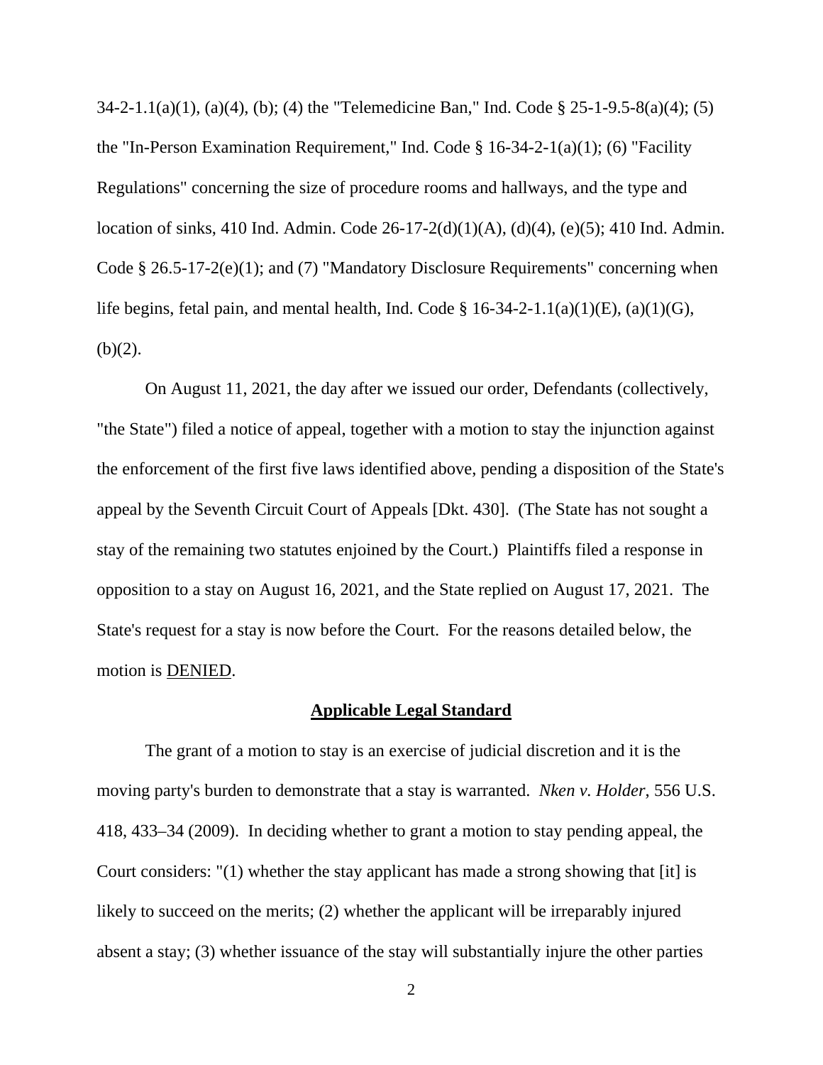34-2-1.1(a)(1), (a)(4), (b); (4) the "Telemedicine Ban," Ind. Code § 25-1-9.5-8(a)(4); (5) the "In-Person Examination Requirement," Ind. Code § 16-34-2-1(a)(1); (6) "Facility Regulations" concerning the size of procedure rooms and hallways, and the type and location of sinks, 410 Ind. Admin. Code 26-17-2(d)(1)(A), (d)(4), (e)(5); 410 Ind. Admin. Code § 26.5-17-2(e)(1); and (7) "Mandatory Disclosure Requirements" concerning when life begins, fetal pain, and mental health, Ind. Code § 16-34-2-1.1(a)(1)(E), (a)(1)(G), (b)(2).

On August 11, 2021, the day after we issued our order, Defendants (collectively, "the State") filed a notice of appeal, together with a motion to stay the injunction against the enforcement of the first five laws identified above, pending a disposition of the State's appeal by the Seventh Circuit Court of Appeals [Dkt. 430]. (The State has not sought a stay of the remaining two statutes enjoined by the Court.) Plaintiffs filed a response in opposition to a stay on August 16, 2021, and the State replied on August 17, 2021. The State's request for a stay is now before the Court. For the reasons detailed below, the motion is <u>DENIED</u>.

## Applicable Legal Standard

The grant of a motion to stay is an exercise of judicial discretion and it is the moving party's burden to demonstrate that a stay is warranted. *Nken v. Holder*, 556 U.S. 418, 433–34 (2009). In deciding whether to grant a motion to stay pending appeal, the Court considers: "(1) whether the stay applicant has made a strong showing that [it] is likely to succeed on the merits; (2) whether the applicant will be irreparably injured absent a stay; (3) whether issuance of the stay will substantially injure the other parties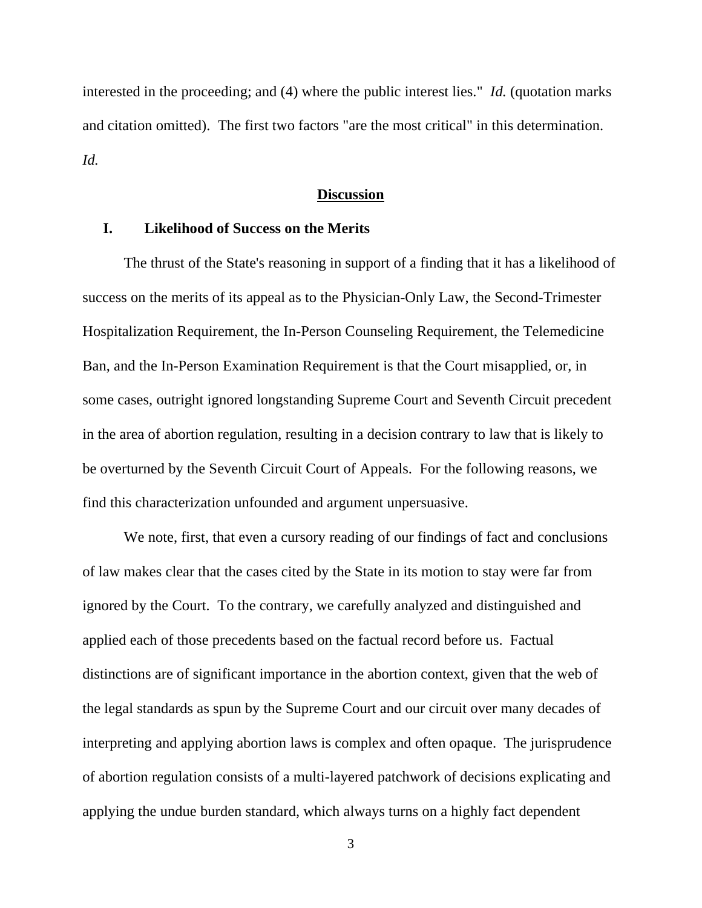interested in the proceeding; and (4) where the public interest lies." *Id.* (quotation marks and citation omitted). The first two factors "are the most critical" in this determination. *Id.*

## Discussion

### I. Likelihood of Success on the Merits

The thrust of the State's reasoning in support of a finding that it has a likelihood of success on the merits of its appeal as to the Physician-Only Law, the Second-Trimester Hospitalization Requirement, the In-Person Counseling Requirement, the Telemedicine Ban, and the In-Person Examination Requirement is that the Court misapplied, or, in some cases, outright ignored longstanding Supreme Court and Seventh Circuit precedent in the area of abortion regulation, resulting in a decision contrary to law that is likely to be overturned by the Seventh Circuit Court of Appeals. For the following reasons, we find this characterization unfounded and argument unpersuasive.

We note, first, that even a cursory reading of our findings of fact and conclusions of law makes clear that the cases cited by the State in its motion to stay were far from ignored by the Court. To the contrary, we carefully analyzed and distinguished and applied each of those precedents based on the factual record before us. Factual distinctions are of significant importance in the abortion context, given that the web of the legal standards as spun by the Supreme Court and our circuit over many decades of interpreting and applying abortion laws is complex and often opaque. The jurisprudence of abortion regulation consists of a multi-layered patchwork of decisions explicating and applying the undue burden standard, which always turns on a highly fact dependent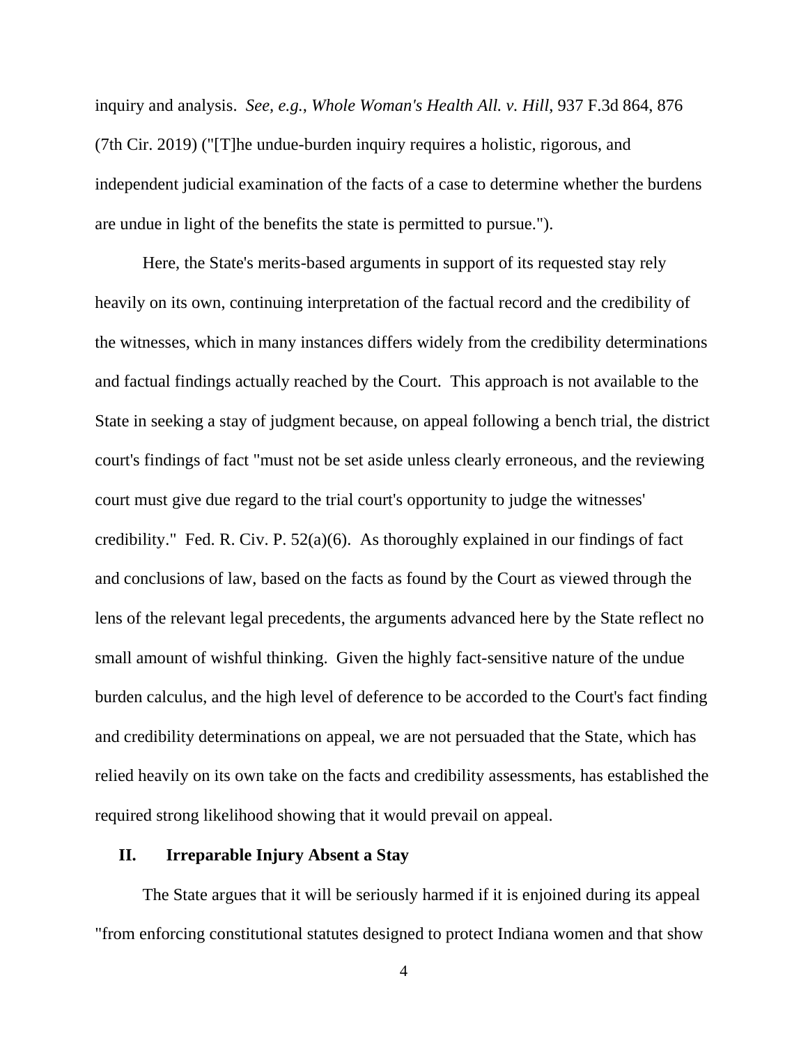inquiry and analysis. *See, e.g.*, *Whole Woman's Health All. v. Hill*, 937 F.3d 864, 876 (7th Cir. 2019) ("[T]he undue-burden inquiry requires a holistic, rigorous, and independent judicial examination of the facts of a case to determine whether the burdens are undue in light of the benefits the state is permitted to pursue.").

Here, the State's merits-based arguments in support of its requested stay rely heavily on its own, continuing interpretation of the factual record and the credibility of the witnesses, which in many instances differs widely from the credibility determinations and factual findings actually reached by the Court. This approach is not available to the State in seeking a stay of judgment because, on appeal following a bench trial, the district court's findings of fact "must not be set aside unless clearly erroneous, and the reviewing court must give due regard to the trial court's opportunity to judge the witnesses' credibility." Fed. R. Civ. P. 52(a)(6). As thoroughly explained in our findings of fact and conclusions of law, based on the facts as found by the Court as viewed through the lens of the relevant legal precedents, the arguments advanced here by the State reflect no small amount of wishful thinking. Given the highly fact-sensitive nature of the undue burden calculus, and the high level of deference to be accorded to the Court's fact finding and credibility determinations on appeal, we are not persuaded that the State, which has relied heavily on its own take on the facts and credibility assessments, has established the required strong likelihood showing that it would prevail on appeal.

## II. Irreparable Injury Absent a Stay

The State argues that it will be seriously harmed if it is enjoined during its appeal "from enforcing constitutional statutes designed to protect Indiana women and that show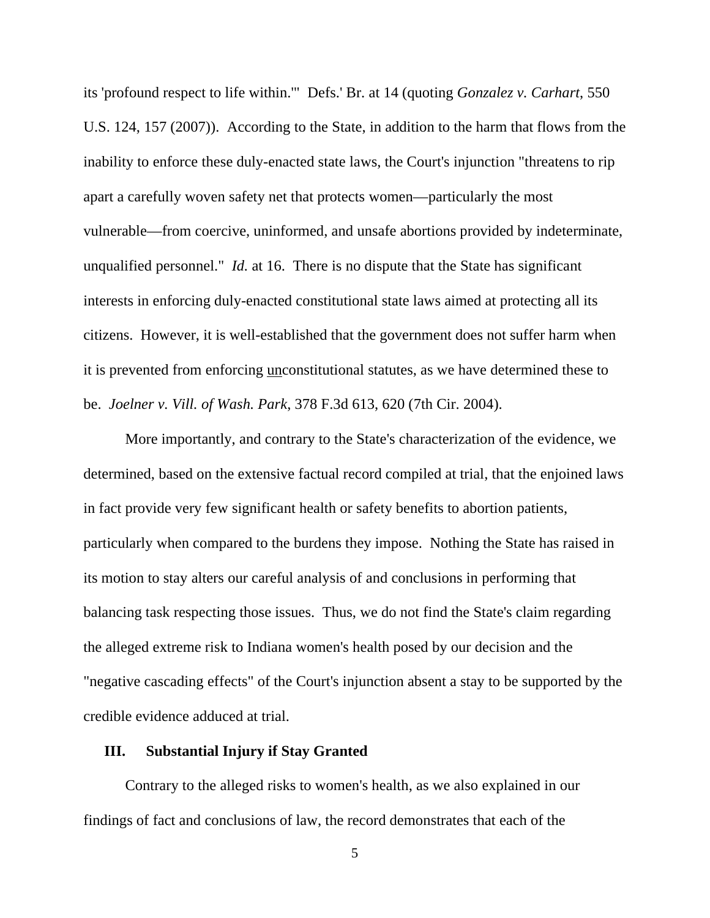its 'profound respect to life within.'" Defs.' Br. at 14 (quoting *Gonzalez v. Carhart*, 550 U.S. 124, 157 (2007)). According to the State, in addition to the harm that flows from the inability to enforce these duly-enacted state laws, the Court's injunction "threatens to rip apart a carefully woven safety net that protects women—particularly the most vulnerable—from coercive, uninformed, and unsafe abortions provided by indeterminate, unqualified personnel." *Id.* at 16. There is no dispute that the State has significant interests in enforcing duly-enacted constitutional state laws aimed at protecting all its citizens. However, it is well-established that the government does not suffer harm when it is prevented from enforcing <u>un</u>constitutional statutes, as we have determined these to be. *Joelner v. Vill. of Wash. Park*, 378 F.3d 613, 620 (7th Cir. 2004).

More importantly, and contrary to the State's characterization of the evidence, we determined, based on the extensive factual record compiled at trial, that the enjoined laws in fact provide very few significant health or safety benefits to abortion patients, particularly when compared to the burdens they impose. Nothing the State has raised in its motion to stay alters our careful analysis of and conclusions in performing that balancing task respecting those issues. Thus, we do not find the State's claim regarding the alleged extreme risk to Indiana women's health posed by our decision and the "negative cascading effects" of the Court's injunction absent a stay to be supported by the credible evidence adduced at trial.

## III. Substantial Injury if Stay Granted

Contrary to the alleged risks to women's health, as we also explained in our findings of fact and conclusions of law, the record demonstrates that each of the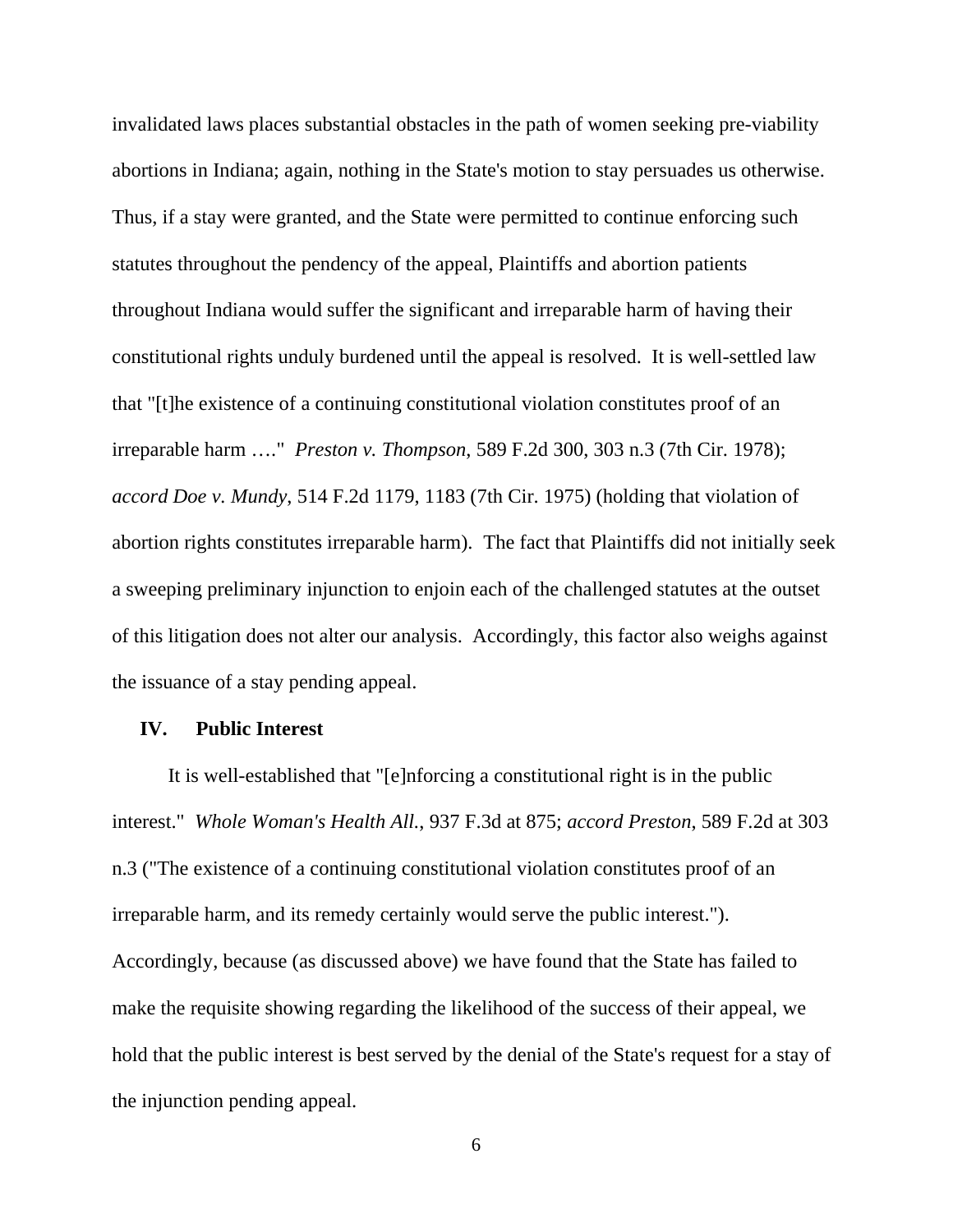invalidated laws places substantial obstacles in the path of women seeking pre-viability abortions in Indiana; again, nothing in the State's motion to stay persuades us otherwise. Thus, if a stay were granted, and the State were permitted to continue enforcing such statutes throughout the pendency of the appeal, Plaintiffs and abortion patients throughout Indiana would suffer the significant and irreparable harm of having their constitutional rights unduly burdened until the appeal is resolved. It is well-settled law that "[t]he existence of a continuing constitutional violation constitutes proof of an irreparable harm …." *Preston v. Thompson*, 589 F.2d 300, 303 n.3 (7th Cir. 1978); *accord Doe v. Mundy*, 514 F.2d 1179, 1183 (7th Cir. 1975) (holding that violation of abortion rights constitutes irreparable harm). The fact that Plaintiffs did not initially seek a sweeping preliminary injunction to enjoin each of the challenged statutes at the outset of this litigation does not alter our analysis. Accordingly, this factor also weighs against the issuance of a stay pending appeal.

## IV. Public Interest

It is well-established that "[e]nforcing a constitutional right is in the public interest." *Whole Woman's Health All.*, 937 F.3d at 875; *accord Preston*, 589 F.2d at 303 n.3 ("The existence of a continuing constitutional violation constitutes proof of an irreparable harm, and its remedy certainly would serve the public interest."). Accordingly, because (as discussed above) we have found that the State has failed to make the requisite showing regarding the likelihood of the success of their appeal, we hold that the public interest is best served by the denial of the State's request for a stay of the injunction pending appeal.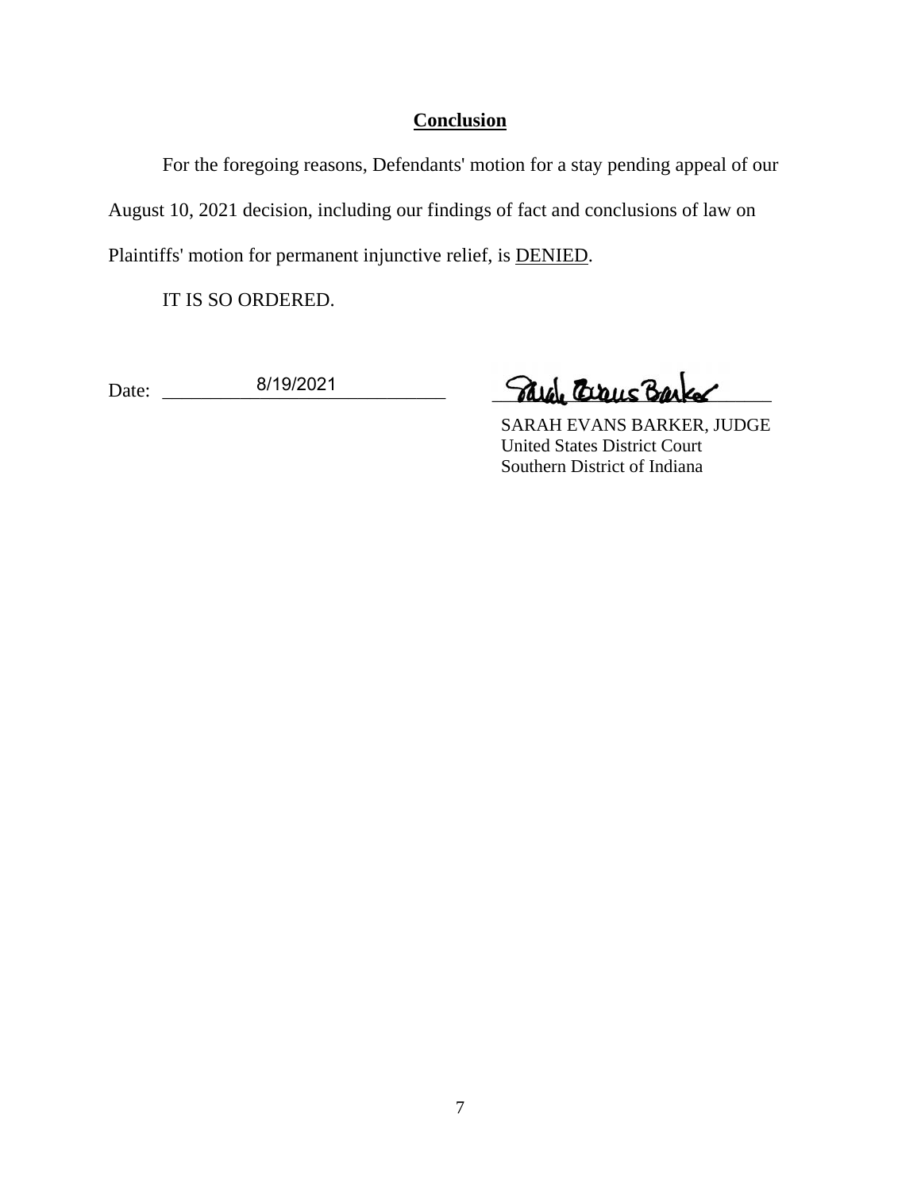## **Conclusion**

For the foregoing reasons, Defendants' motion for a stay pending appeal of our August 10, 2021 decision, including our findings of fact and conclusions of law on Plaintiffs' motion for permanent injunctive relief, is DENIED.

IT IS SO ORDERED.

Date: 8/19/2021

SARAH EVANS BARKER, JUDGE
United States District Court
Southern District of Indiana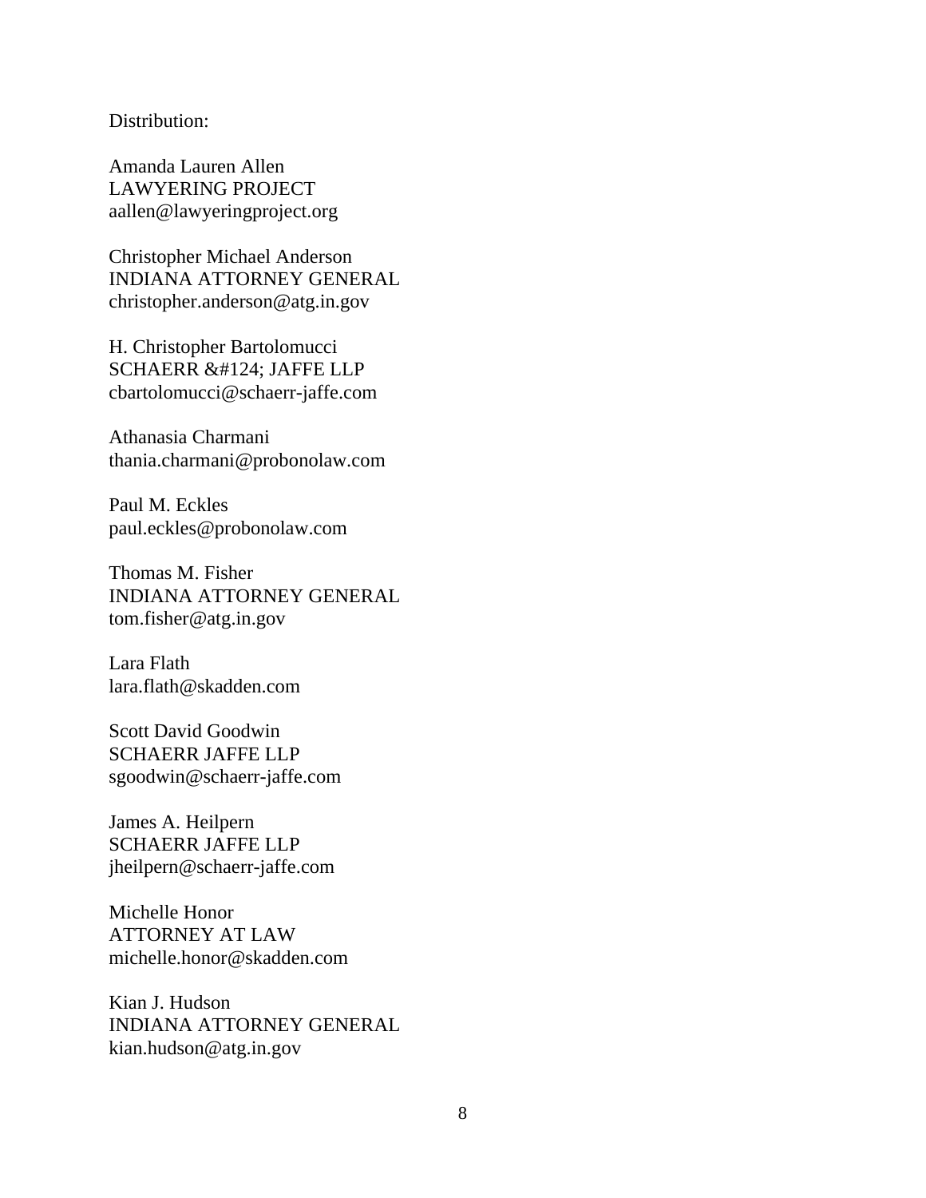Distribution:

Amanda Lauren Allen
LAWYERING PROJECT
aallen@lawyeringproject.org

Christopher Michael Anderson
INDIANA ATTORNEY GENERAL
christopher.anderson@atg.in.gov

H. Christopher Bartolomucci
SCHAERR &#124; JAFFE LLP
cbartolomucci@schaerr-jaffe.com

Athanasia Charmani
thania.charmani@probonolaw.com

Paul M. Eckles
paul.eckles@probonolaw.com

Thomas M. Fisher
INDIANA ATTORNEY GENERAL
tom.fisher@atg.in.gov

Lara Flath
lara.flath@skadden.com

Scott David Goodwin
SCHAERR JAFFE LLP
sgoodwin@schaerr-jaffe.com

James A. Heilpern
SCHAERR JAFFE LLP
jheilpern@schaerr-jaffe.com

Michelle Honor
ATTORNEY AT LAW
michelle.honor@skadden.com

Kian J. Hudson
INDIANA ATTORNEY GENERAL
kian.hudson@atg.in.gov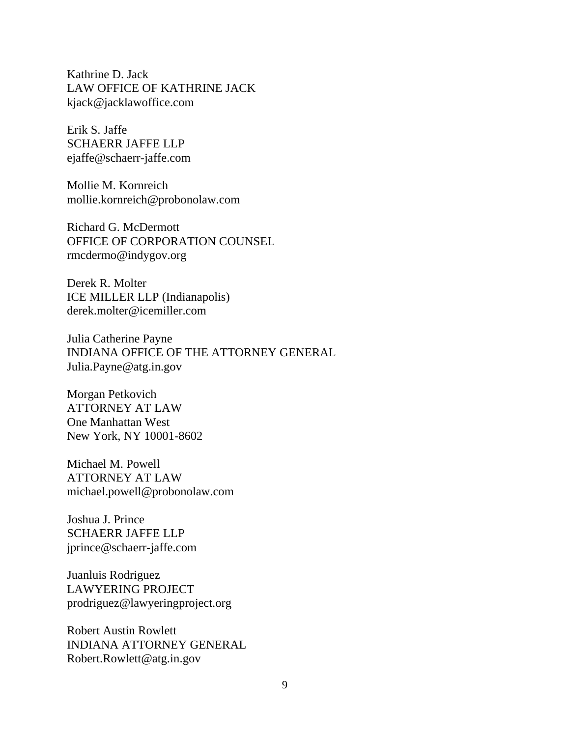Kathrine D. Jack
LAW OFFICE OF KATHRINE JACK
kjack@jacklawoffice.com

Erik S. Jaffe
SCHAERR JAFFE LLP
ejaffe@schaerr-jaffe.com

Mollie M. Kornreich
mollie.kornreich@probonolaw.com

Richard G. McDermott
OFFICE OF CORPORATION COUNSEL
rmcdermo@indygov.org

Derek R. Molter
ICE MILLER LLP (Indianapolis)
derek.molter@icemiller.com

Julia Catherine Payne
INDIANA OFFICE OF THE ATTORNEY GENERAL
Julia.Payne@atg.in.gov

Morgan Petkovich
ATTORNEY AT LAW
One Manhattan West
New York, NY 10001-8602

Michael M. Powell
ATTORNEY AT LAW
michael.powell@probonolaw.com

Joshua J. Prince
SCHAERR JAFFE LLP
jprince@schaerr-jaffe.com

Juanluis Rodriguez
LAWYERING PROJECT
prodriguez@lawyeringproject.org

Robert Austin Rowlett
INDIANA ATTORNEY GENERAL
Robert.Rowlett@atg.in.gov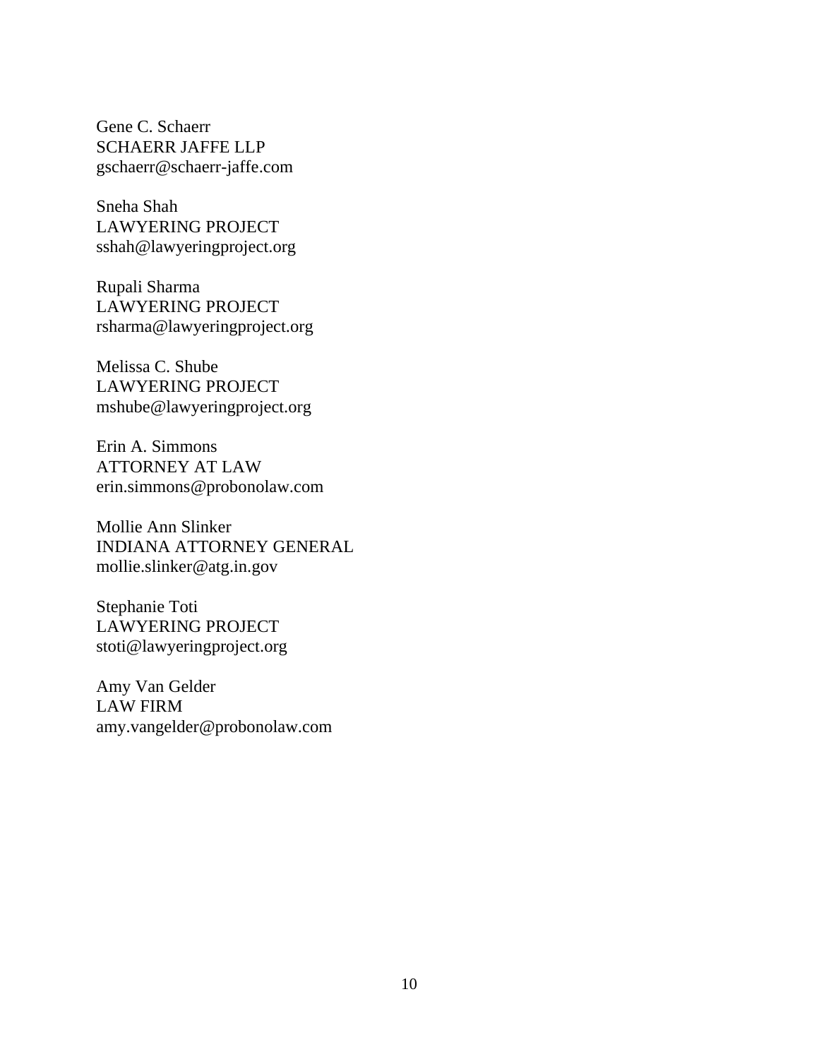Gene C. Schaerr
SCHAERR JAFFE LLP
gschaerr@schaerr-jaffe.com

Sneha Shah
LAWYERING PROJECT
sshah@lawyeringproject.org

Rupali Sharma
LAWYERING PROJECT
rsharma@lawyeringproject.org

Melissa C. Shube
LAWYERING PROJECT
mshube@lawyeringproject.org

Erin A. Simmons
ATTORNEY AT LAW
erin.simmons@probonolaw.com

Mollie Ann Slinker
INDIANA ATTORNEY GENERAL
mollie.slinker@atg.in.gov

Stephanie Toti
LAWYERING PROJECT
stoti@lawyeringproject.org

Amy Van Gelder
LAW FIRM
amy.vangelder@probonolaw.com